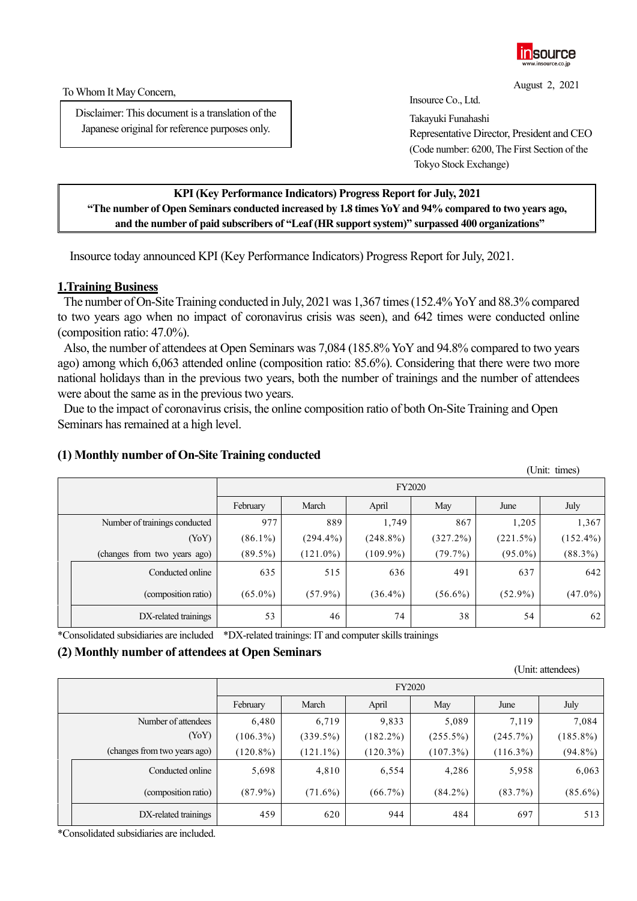insource
www.insource.co.jp

August 2, 2021

To Whom It May Concern,

Disclaimer: This document is a translation of the Japanese original for reference purposes only.

Insource Co., Ltd.
Takayuki Funahashi
Representative Director, President and CEO
(Code number: 6200, The First Section of the Tokyo Stock Exchange)

**KPI (Key Performance Indicators) Progress Report for July, 2021**
**"The number of Open Seminars conducted increased by 1.8 times YoY and 94% compared to two years ago, and the number of paid subscribers of "Leaf (HR support system)" surpassed 400 organizations"**

Insource today announced KPI (Key Performance Indicators) Progress Report for July, 2021.

## 1.Training Business

The number of On-Site Training conducted in July, 2021 was 1,367 times (152.4% YoY and 88.3% compared to two years ago when no impact of coronavirus crisis was seen), and 642 times were conducted online (composition ratio: 47.0%).

Also, the number of attendees at Open Seminars was 7,084 (185.8% YoY and 94.8% compared to two years ago) among which 6,063 attended online (composition ratio: 85.6%). Considering that there were two more national holidays than in the previous two years, both the number of trainings and the number of attendees were about the same as in the previous two years.

Due to the impact of coronavirus crisis, the online composition ratio of both On-Site Training and Open Seminars has remained at a high level.

### (1) Monthly number of On-Site Training conducted

(Unit: times)

| | FY2020 | | | | | |
|---|---|---|---|---|---|---|
| | February | March | April | May | June | July |
| Number of trainings conducted | 977 | 889 | 1,749 | 867 | 1,205 | 1,367 |
| (YoY) | (86.1%) | (294.4%) | (248.8%) | (327.2%) | (221.5%) | (152.4%) |
| (changes from two years ago) | (89.5%) | (121.0%) | (109.9%) | (79.7%) | (95.0%) | (88.3%) |
| Conducted online | 635 | 515 | 636 | 491 | 637 | 642 |
| (composition ratio) | (65.0%) | (57.9%) | (36.4%) | (56.6%) | (52.9%) | (47.0%) |
| DX-related trainings | 53 | 46 | 74 | 38 | 54 | 62 |

*Consolidated subsidiaries are included *DX-related trainings: IT and computer skills trainings

### (2) Monthly number of attendees at Open Seminars

(Unit: attendees)

| | FY2020 | | | | | |
|---|---|---|---|---|---|---|
| | February | March | April | May | June | July |
| Number of attendees | 6,480 | 6,719 | 9,833 | 5,089 | 7,119 | 7,084 |
| (YoY) | (106.3%) | (339.5%) | (182.2%) | (255.5%) | (245.7%) | (185.8%) |
| (changes from two years ago) | (120.8%) | (121.1%) | (120.3%) | (107.3%) | (116.3%) | (94.8%) |
| Conducted online | 5,698 | 4,810 | 6,554 | 4,286 | 5,958 | 6,063 |
| (composition ratio) | (87.9%) | (71.6%) | (66.7%) | (84.2%) | (83.7%) | (85.6%) |
| DX-related trainings | 459 | 620 | 944 | 484 | 697 | 513 |

*Consolidated subsidiaries are included.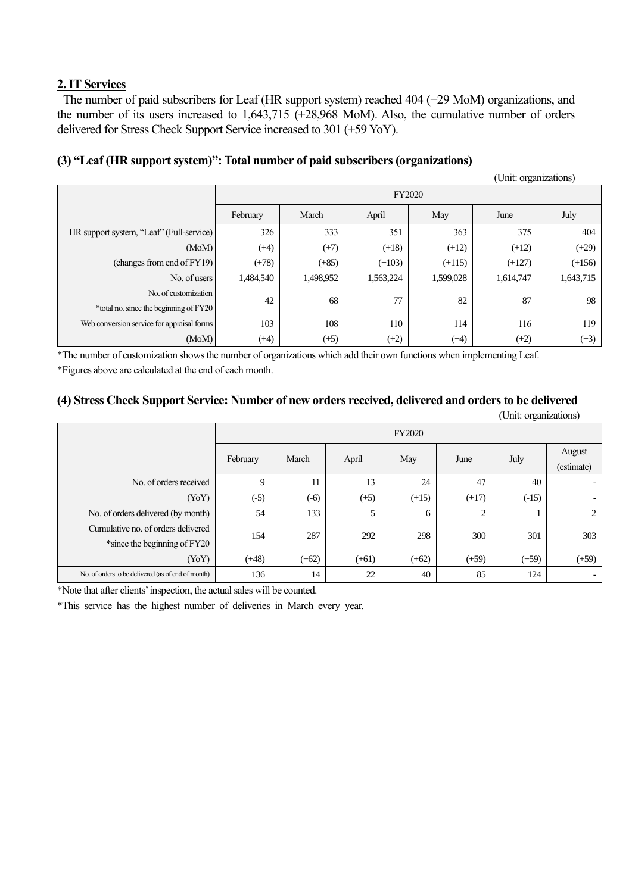## 2. IT Services

The number of paid subscribers for Leaf (HR support system) reached 404 (+29 MoM) organizations, and the number of its users increased to 1,643,715 (+28,968 MoM). Also, the cumulative number of orders delivered for Stress Check Support Service increased to 301 (+59 YoY).

### (3) "Leaf (HR support system)": Total number of paid subscribers (organizations)

(Unit: organizations)

| | FY2020 | | | | | |
|---|---|---|---|---|---|---|
| | February | March | April | May | June | July |
| HR support system, "Leaf" (Full-service) | 326 | 333 | 351 | 363 | 375 | 404 |
| (MoM) | (+4) | (+7) | (+18) | (+12) | (+12) | (+29) |
| (changes from end of FY19) | (+78) | (+85) | (+103) | (+115) | (+127) | (+156) |
| No. of users | 1,484,540 | 1,498,952 | 1,563,224 | 1,599,028 | 1,614,747 | 1,643,715 |
| No. of customization *total no. since the beginning of FY20 | 42 | 68 | 77 | 82 | 87 | 98 |
| Web conversion service for appraisal forms | 103 | 108 | 110 | 114 | 116 | 119 |
| (MoM) | (+4) | (+5) | (+2) | (+4) | (+2) | (+3) |

*The number of customization shows the number of organizations which add their own functions when implementing Leaf.

*Figures above are calculated at the end of each month.

### (4) Stress Check Support Service: Number of new orders received, delivered and orders to be delivered

(Unit: organizations)

| | FY2020 | | | | | | |
|---|---|---|---|---|---|---|---|
| | February | March | April | May | June | July | August (estimate) |
| No. of orders received | 9 | 11 | 13 | 24 | 47 | 40 | - |
| (YoY) | (-5) | (-6) | (+5) | (+15) | (+17) | (-15) | - |
| No. of orders delivered (by month) | 54 | 133 | 5 | 6 | 2 | 1 | 2 |
| Cumulative no. of orders delivered *since the beginning of FY20 | 154 | 287 | 292 | 298 | 300 | 301 | 303 |
| (YoY) | (+48) | (+62) | (+61) | (+62) | (+59) | (+59) | (+59) |
| No. of orders to be delivered (as of end of month) | 136 | 14 | 22 | 40 | 85 | 124 | - |

*Note that after clients' inspection, the actual sales will be counted.

*This service has the highest number of deliveries in March every year.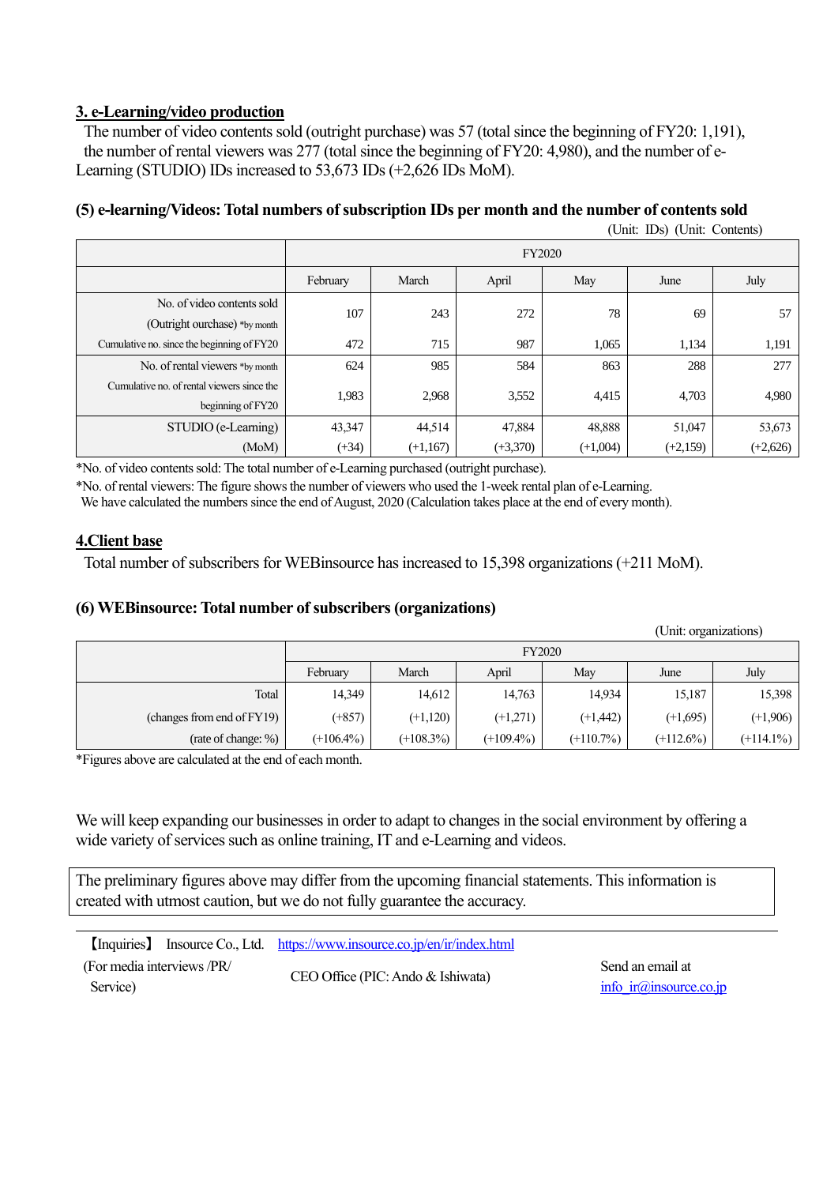## 3. e-Learning/video production

The number of video contents sold (outright purchase) was 57 (total since the beginning of FY20: 1,191), the number of rental viewers was 277 (total since the beginning of FY20: 4,980), and the number of e-Learning (STUDIO) IDs increased to 53,673 IDs (+2,626 IDs MoM).

### (5) e-learning/Videos: Total numbers of subscription IDs per month and the number of contents sold

(Unit: IDs) (Unit: Contents)

| | FY2020 | | | | | |
|---|---|---|---|---|---|---|
| | February | March | April | May | June | July |
| No. of video contents sold (Outright ourchase) *by month | 107 | 243 | 272 | 78 | 69 | 57 |
| Cumulative no. since the beginning of FY20 | 472 | 715 | 987 | 1,065 | 1,134 | 1,191 |
| No. of rental viewers *by month | 624 | 985 | 584 | 863 | 288 | 277 |
| Cumulative no. of rental viewers since the beginning of FY20 | 1,983 | 2,968 | 3,552 | 4,415 | 4,703 | 4,980 |
| STUDIO (e-Learning) | 43,347 | 44,514 | 47,884 | 48,888 | 51,047 | 53,673 |
| (MoM) | (+34) | (+1,167) | (+3,370) | (+1,004) | (+2,159) | (+2,626) |

*No. of video contents sold: The total number of e-Learning purchased (outright purchase).

*No. of rental viewers: The figure shows the number of viewers who used the 1-week rental plan of e-Learning.
We have calculated the numbers since the end of August, 2020 (Calculation takes place at the end of every month).

## 4.Client base

Total number of subscribers for WEBinsource has increased to 15,398 organizations (+211 MoM).

### (6) WEBinsource: Total number of subscribers (organizations)

(Unit: organizations)

| | FY2020 | | | | | |
|---|---|---|---|---|---|---|
| | February | March | April | May | June | July |
| Total | 14,349 | 14,612 | 14,763 | 14,934 | 15,187 | 15,398 |
| (changes from end of FY19) | (+857) | (+1,120) | (+1,271) | (+1,442) | (+1,695) | (+1,906) |
| (rate of change: %) | (+106.4%) | (+108.3%) | (+109.4%) | (+110.7%) | (+112.6%) | (+114.1%) |

*Figures above are calculated at the end of each month.

We will keep expanding our businesses in order to adapt to changes in the social environment by offering a wide variety of services such as online training, IT and e-Learning and videos.

The preliminary figures above may differ from the upcoming financial statements. This information is created with utmost caution, but we do not fully guarantee the accuracy.

【Inquiries】 Insource Co., Ltd. https://www.insource.co.jp/en/ir/index.html

(For media interviews /PR/ Service) CEO Office (PIC: Ando & Ishiwata) Send an email at info_ir@insource.co.jp